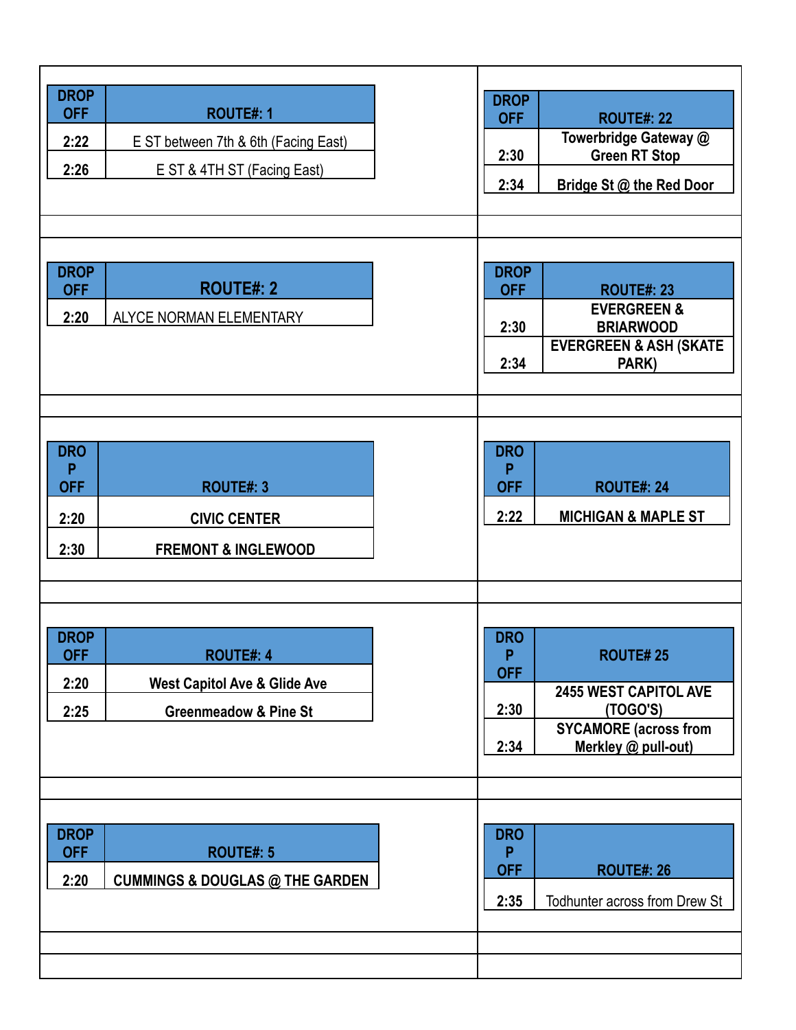| DROP OFF | ROUTE#: 1 |
|---|---|
| 2:22 | E ST between 7th & 6th (Facing East) |
| 2:26 | E ST & 4TH ST (Facing East) |

| DROP OFF | ROUTE#: 2 |
|---|---|
| 2:20 | ALYCE NORMAN ELEMENTARY |

| DROP OFF | ROUTE#: 3 |
|---|---|
| 2:20 | CIVIC CENTER |
| 2:30 | FREMONT & INGLEWOOD |

| DROP OFF | ROUTE#: 4 |
|---|---|
| 2:20 | West Capitol Ave & Glide Ave |
| 2:25 | Greenmeadow & Pine St |

| DROP OFF | ROUTE#: 5 |
|---|---|
| 2:20 | CUMMINGS & DOUGLAS @ THE GARDEN |

| DROP OFF | ROUTE#: 22 |
|---|---|
| 2:30 | Towerbridge Gateway @ Green RT Stop |
| 2:34 | Bridge St @ the Red Door |

| DROP OFF | ROUTE#: 23 |
|---|---|
| 2:30 | EVERGREEN & BRIARWOOD |
| 2:34 | EVERGREEN & ASH (SKATE PARK) |

| DROP OFF | ROUTE#: 24 |
|---|---|
| 2:22 | MICHIGAN & MAPLE ST |

| DROP OFF | ROUTE# 25 |
|---|---|
| 2:30 | 2455 WEST CAPITOL AVE (TOGO'S) |
| 2:34 | SYCAMORE (across from Merkley @ pull-out) |

| DROP OFF | ROUTE#: 26 |
|---|---|
| 2:35 | Todhunter across from Drew St |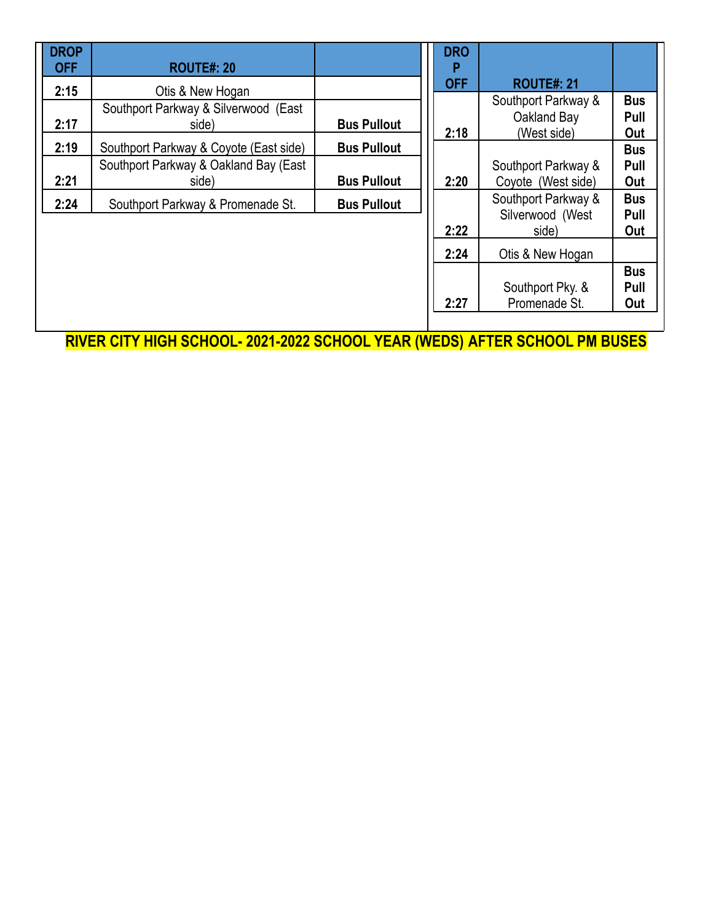| DROP OFF | ROUTE#: 20 | |
|---|---|---|
| 2:15 | Otis & New Hogan | |
| 2:17 | Southport Parkway & Silverwood (East side) | Bus Pullout |
| 2:19 | Southport Parkway & Coyote (East side) | Bus Pullout |
| 2:21 | Southport Parkway & Oakland Bay (East side) | Bus Pullout |
| 2:24 | Southport Parkway & Promenade St. | Bus Pullout |

| DROP OFF | ROUTE#: 21 | |
|---|---|---|
| 2:18 | Southport Parkway & Oakland Bay (West side) | Bus Pull Out |
| 2:20 | Southport Parkway & Coyote (West side) | Bus Pull Out |
| 2:22 | Southport Parkway & Silverwood (West side) | Bus Pull Out |
| 2:24 | Otis & New Hogan | |
| 2:27 | Southport Pky. & Promenade St. | Bus Pull Out |

**RIVER CITY HIGH SCHOOL- 2021-2022 SCHOOL YEAR (WEDS) AFTER SCHOOL PM BUSES**